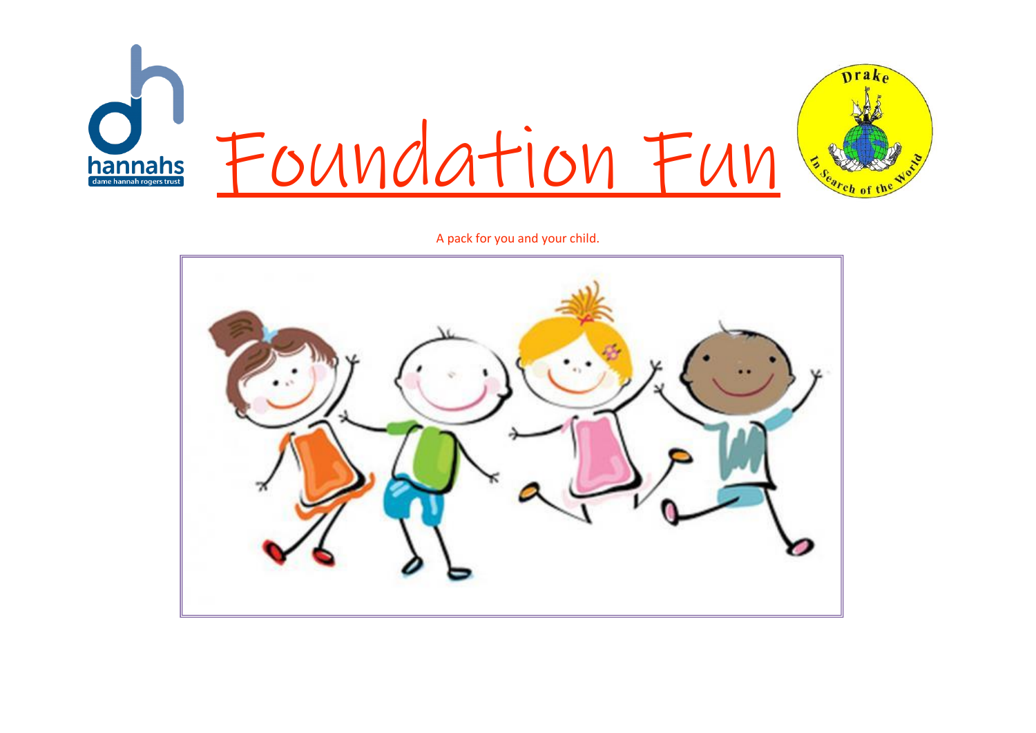# Foundation Fun

A pack for you and your child.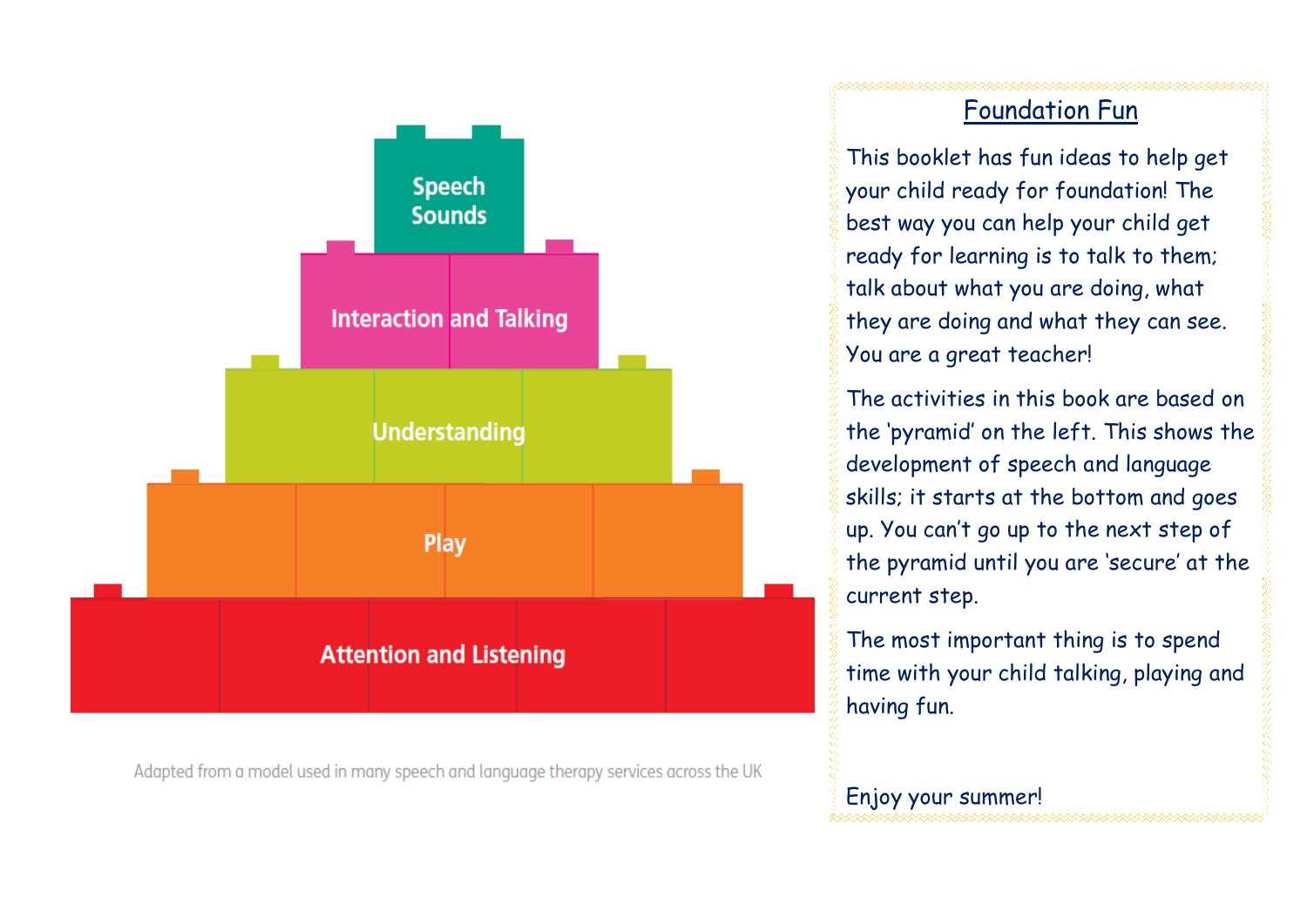Speech Sounds

Interaction and Talking

Understanding

Play

Attention and Listening

Adapted from a model used in many speech and language therapy services across the UK

## Foundation Fun

This booklet has fun ideas to help get your child ready for foundation! The best way you can help your child get ready for learning is to talk to them; talk about what you are doing, what they are doing and what they can see. You are a great teacher!

The activities in this book are based on the 'pyramid' on the left. This shows the development of speech and language skills; it starts at the bottom and goes up. You can't go up to the next step of the pyramid until you are 'secure' at the current step.

The most important thing is to spend time with your child talking, playing and having fun.

Enjoy your summer!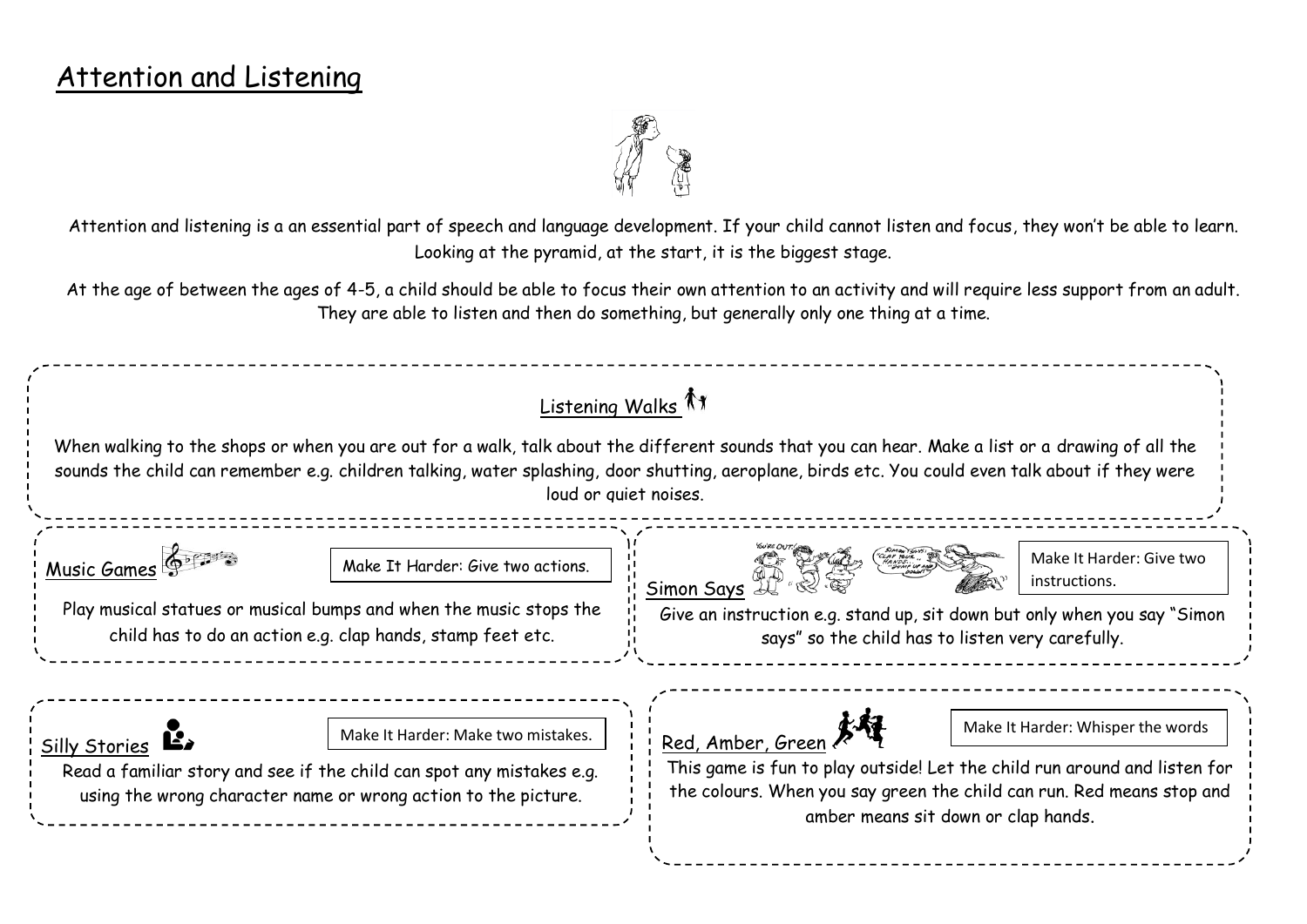# Attention and Listening

Attention and listening is a an essential part of speech and language development. If your child cannot listen and focus, they won't be able to learn. Looking at the pyramid, at the start, it is the biggest stage.

At the age of between the ages of 4-5, a child should be able to focus their own attention to an activity and will require less support from an adult. They are able to listen and then do something, but generally only one thing at a time.

## Listening Walks

When walking to the shops or when you are out for a walk, talk about the different sounds that you can hear. Make a list or a drawing of all the sounds the child can remember e.g. children talking, water splashing, door shutting, aeroplane, birds etc. You could even talk about if they were loud or quiet noises.

## Music Games

Make It Harder: Give two actions.

Play musical statues or musical bumps and when the music stops the child has to do an action e.g. clap hands, stamp feet etc.

## Simon Says

Make It Harder: Give two instructions.

Give an instruction e.g. stand up, sit down but only when you say "Simon says" so the child has to listen very carefully.

## Silly Stories

Make It Harder: Make two mistakes.

Read a familiar story and see if the child can spot any mistakes e.g. using the wrong character name or wrong action to the picture.

## Red, Amber, Green

Make It Harder: Whisper the words

This game is fun to play outside! Let the child run around and listen for the colours. When you say green the child can run. Red means stop and amber means sit down or clap hands.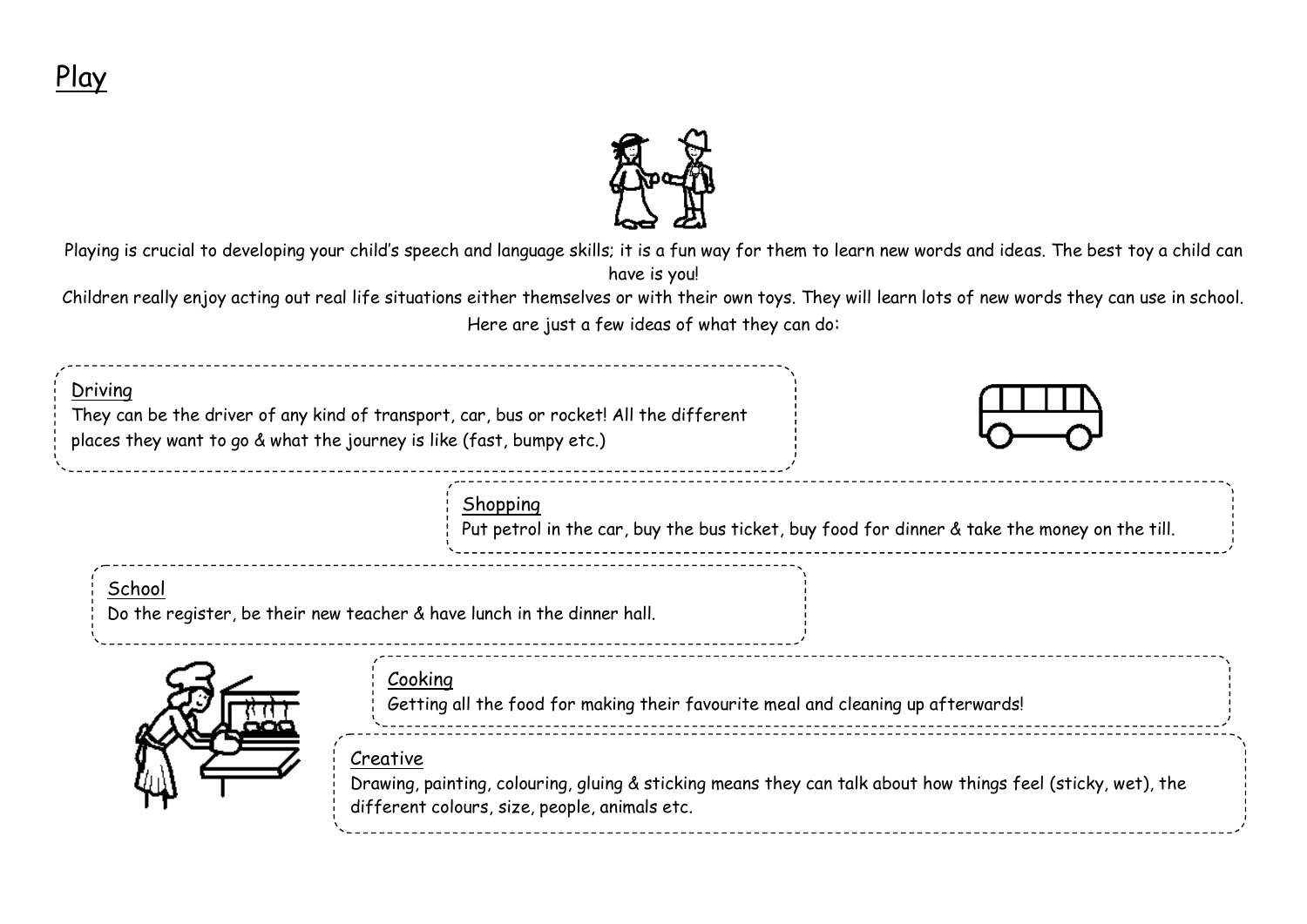# Play

Playing is crucial to developing your child's speech and language skills; it is a fun way for them to learn new words and ideas. The best toy a child can have is you!

Children really enjoy acting out real life situations either themselves or with their own toys. They will learn lots of new words they can use in school.

Here are just a few ideas of what they can do:

**Driving**

They can be the driver of any kind of transport, car, bus or rocket! All the different places they want to go & what the journey is like (fast, bumpy etc.)

**Shopping**

Put petrol in the car, buy the bus ticket, buy food for dinner & take the money on the till.

**School**

Do the register, be their new teacher & have lunch in the dinner hall.

**Cooking**

Getting all the food for making their favourite meal and cleaning up afterwards!

**Creative**

Drawing, painting, colouring, gluing & sticking means they can talk about how things feel (sticky, wet), the different colours, size, people, animals etc.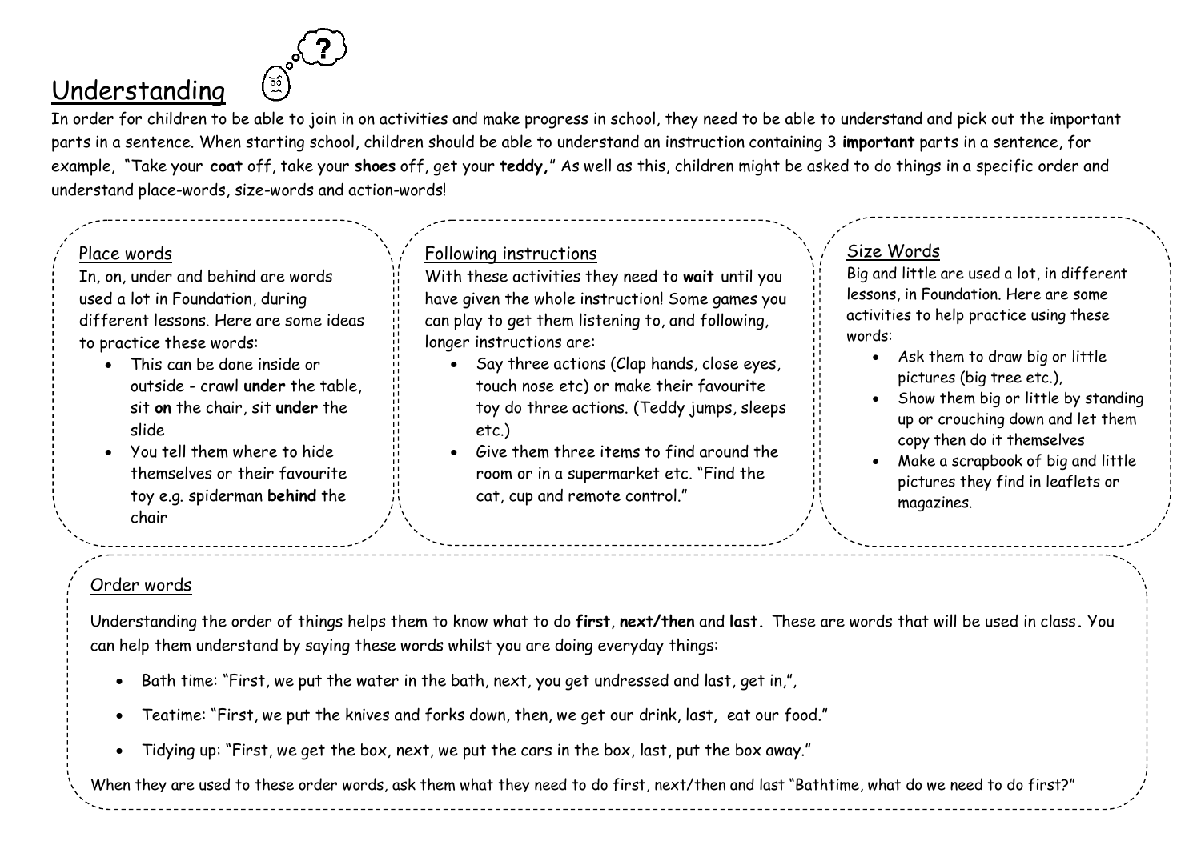# Understanding

In order for children to be able to join in on activities and make progress in school, they need to be able to understand and pick out the important parts in a sentence. When starting school, children should be able to understand an instruction containing 3 **important** parts in a sentence, for example, "Take your **coat** off, take your **shoes** off, get your **teddy**," As well as this, children might be asked to do things in a specific order and understand place-words, size-words and action-words!

## Place words

In, on, under and behind are words used a lot in Foundation, during different lessons. Here are some ideas to practice these words:

- This can be done inside or outside - crawl **under** the table, sit **on** the chair, sit **under** the slide
- You tell them where to hide themselves or their favourite toy e.g. spiderman **behind** the chair

## Following instructions

With these activities they need to **wait** until you have given the whole instruction! Some games you can play to get them listening to, and following, longer instructions are:

- Say three actions (Clap hands, close eyes, touch nose etc) or make their favourite toy do three actions. (Teddy jumps, sleeps etc.)
- Give them three items to find around the room or in a supermarket etc. "Find the cat, cup and remote control."

## Size Words

Big and little are used a lot, in different lessons, in Foundation. Here are some activities to help practice using these words:

- Ask them to draw big or little pictures (big tree etc.),
- Show them big or little by standing up or crouching down and let them copy then do it themselves
- Make a scrapbook of big and little pictures they find in leaflets or magazines.

## Order words

Understanding the order of things helps them to know what to do **first**, **next/then** and **last.** These are words that will be used in class**.** You can help them understand by saying these words whilst you are doing everyday things:

- Bath time: "First, we put the water in the bath, next, you get undressed and last, get in,",
- Teatime: "First, we put the knives and forks down, then, we get our drink, last, eat our food."
- Tidying up: "First, we get the box, next, we put the cars in the box, last, put the box away."

When they are used to these order words, ask them what they need to do first, next/then and last "Bathtime, what do we need to do first?"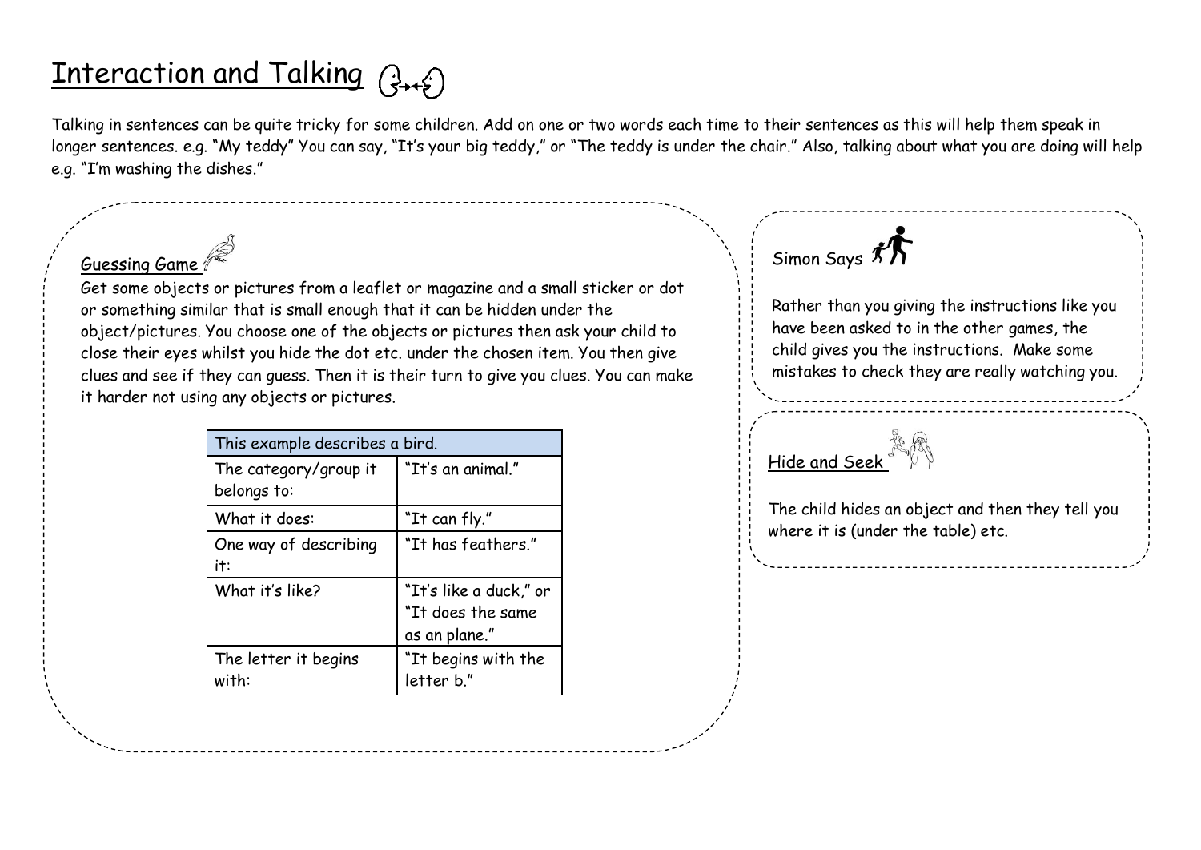# Interaction and Talking

Talking in sentences can be quite tricky for some children. Add on one or two words each time to their sentences as this will help them speak in longer sentences. e.g. "My teddy" You can say, "It's your big teddy," or "The teddy is under the chair." Also, talking about what you are doing will help e.g. "I'm washing the dishes."

## Guessing Game

Get some objects or pictures from a leaflet or magazine and a small sticker or dot or something similar that is small enough that it can be hidden under the object/pictures. You choose one of the objects or pictures then ask your child to close their eyes whilst you hide the dot etc. under the chosen item. You then give clues and see if they can guess. Then it is their turn to give you clues. You can make it harder not using any objects or pictures.

| This example describes a bird. | |
|---|---|
| The category/group it belongs to: | "It's an animal." |
| What it does: | "It can fly." |
| One way of describing it: | "It has feathers." |
| What it's like? | "It's like a duck," or "It does the same as an plane." |
| The letter it begins with: | "It begins with the letter b." |

## Simon Says

Rather than you giving the instructions like you have been asked to in the other games, the child gives you the instructions. Make some mistakes to check they are really watching you.

## Hide and Seek

The child hides an object and then they tell you where it is (under the table) etc.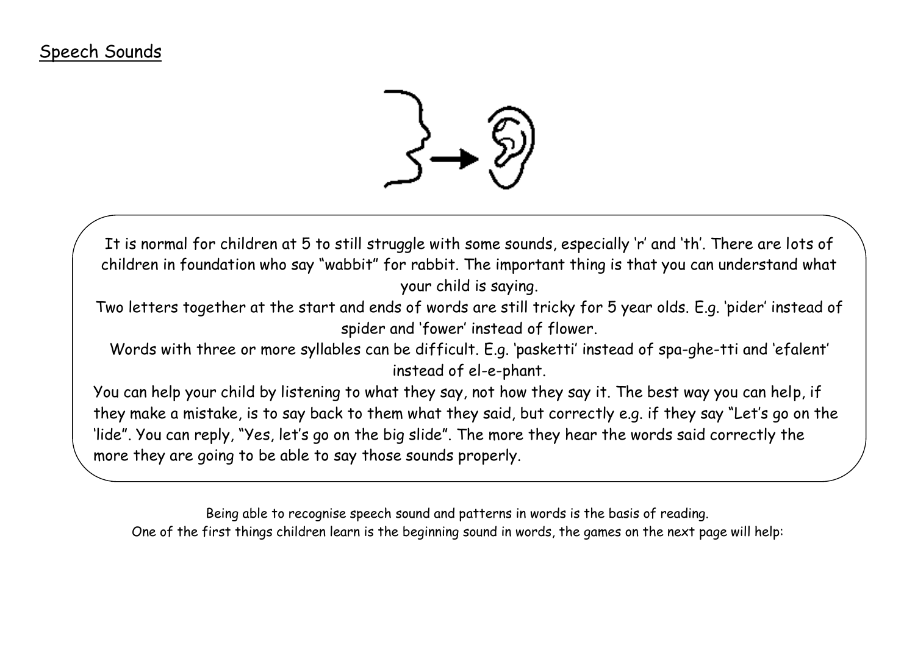## Speech Sounds

It is normal for children at 5 to still struggle with some sounds, especially 'r' and 'th'. There are lots of children in foundation who say "wabbit" for rabbit. The important thing is that you can understand what your child is saying.

Two letters together at the start and ends of words are still tricky for 5 year olds. E.g. 'pider' instead of spider and 'fower' instead of flower.

Words with three or more syllables can be difficult. E.g. 'pasketti' instead of spa-ghe-tti and 'efalent' instead of el-e-phant.

You can help your child by listening to what they say, not how they say it. The best way you can help, if they make a mistake, is to say back to them what they said, but correctly e.g. if they say "Let's go on the 'lide". You can reply, "Yes, let's go on the big slide". The more they hear the words said correctly the more they are going to be able to say those sounds properly.

Being able to recognise speech sound and patterns in words is the basis of reading.
One of the first things children learn is the beginning sound in words, the games on the next page will help: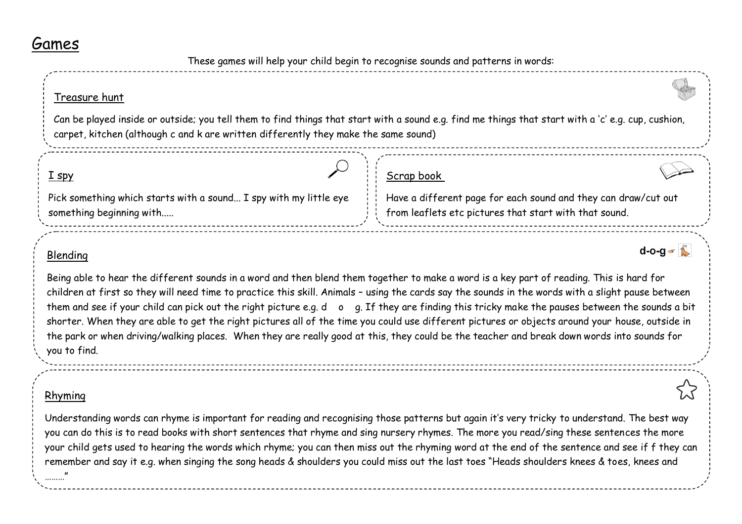# Games

These games will help your child begin to recognise sounds and patterns in words:

## Treasure hunt

Can be played inside or outside; you tell them to find things that start with a sound e.g. find me things that start with a 'c' e.g. cup, cushion, carpet, kitchen (although c and k are written differently they make the same sound)

## I spy

Pick something which starts with a sound... I spy with my little eye something beginning with.....

## Scrap book

Have a different page for each sound and they can draw/cut out from leaflets etc pictures that start with that sound.

## Blending

d-o-g

Being able to hear the different sounds in a word and then blend them together to make a word is a key part of reading. This is hard for children at first so they will need time to practice this skill. Animals – using the cards say the sounds in the words with a slight pause between them and see if your child can pick out the right picture e.g. d o g. If they are finding this tricky make the pauses between the sounds a bit shorter. When they are able to get the right pictures all of the time you could use different pictures or objects around your house, outside in the park or when driving/walking places. When they are really good at this, they could be the teacher and break down words into sounds for you to find.

## Rhyming

Understanding words can rhyme is important for reading and recognising those patterns but again it's very tricky to understand. The best way you can do this is to read books with short sentences that rhyme and sing nursery rhymes. The more you read/sing these sentences the more your child gets used to hearing the words which rhyme; you can then miss out the rhyming word at the end of the sentence and see if f they can remember and say it e.g. when singing the song heads & shoulders you could miss out the last toes "Heads shoulders knees & toes, knees and ………"